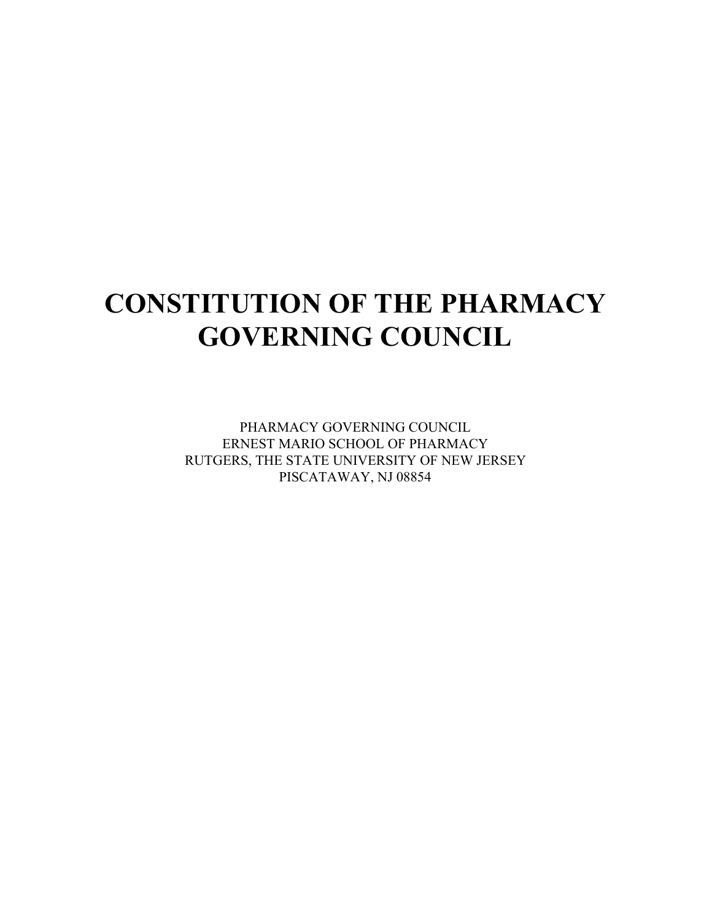# CONSTITUTION OF THE PHARMACY GOVERNING COUNCIL

PHARMACY GOVERNING COUNCIL
ERNEST MARIO SCHOOL OF PHARMACY
RUTGERS, THE STATE UNIVERSITY OF NEW JERSEY
PISCATAWAY, NJ 08854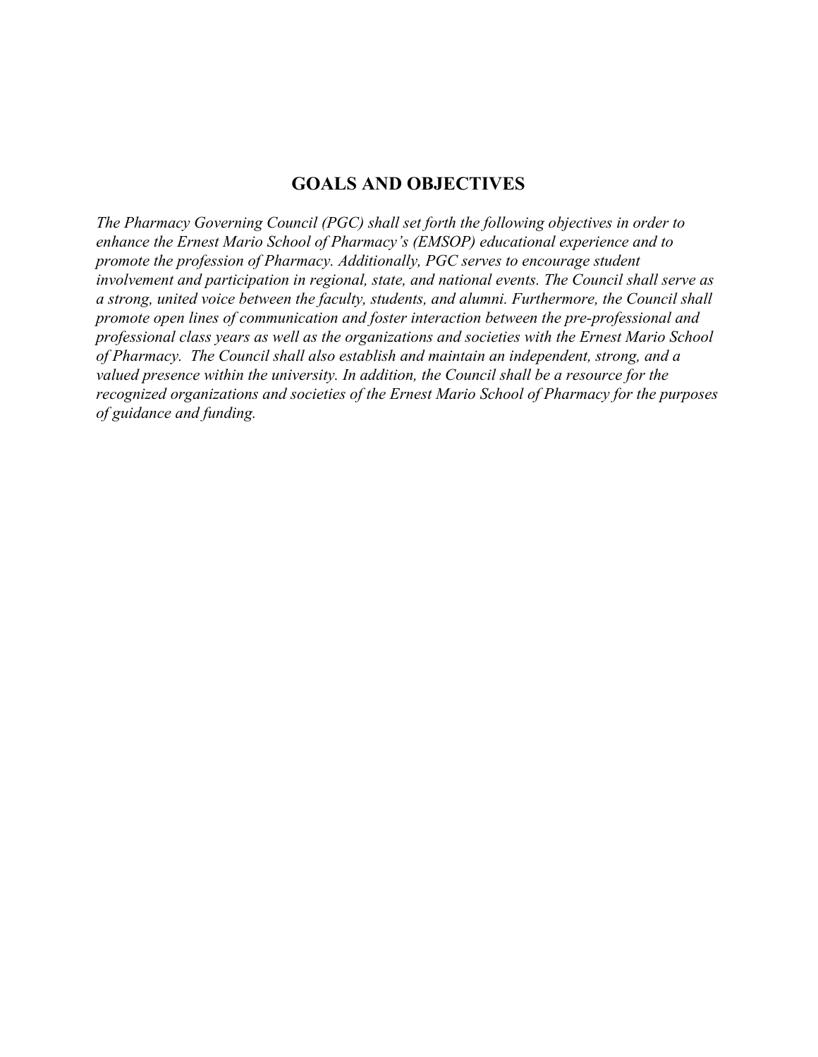## GOALS AND OBJECTIVES

*The Pharmacy Governing Council (PGC) shall set forth the following objectives in order to enhance the Ernest Mario School of Pharmacy's (EMSOP) educational experience and to promote the profession of Pharmacy. Additionally, PGC serves to encourage student involvement and participation in regional, state, and national events. The Council shall serve as a strong, united voice between the faculty, students, and alumni. Furthermore, the Council shall promote open lines of communication and foster interaction between the pre-professional and professional class years as well as the organizations and societies with the Ernest Mario School of Pharmacy. The Council shall also establish and maintain an independent, strong, and a valued presence within the university. In addition, the Council shall be a resource for the recognized organizations and societies of the Ernest Mario School of Pharmacy for the purposes of guidance and funding.*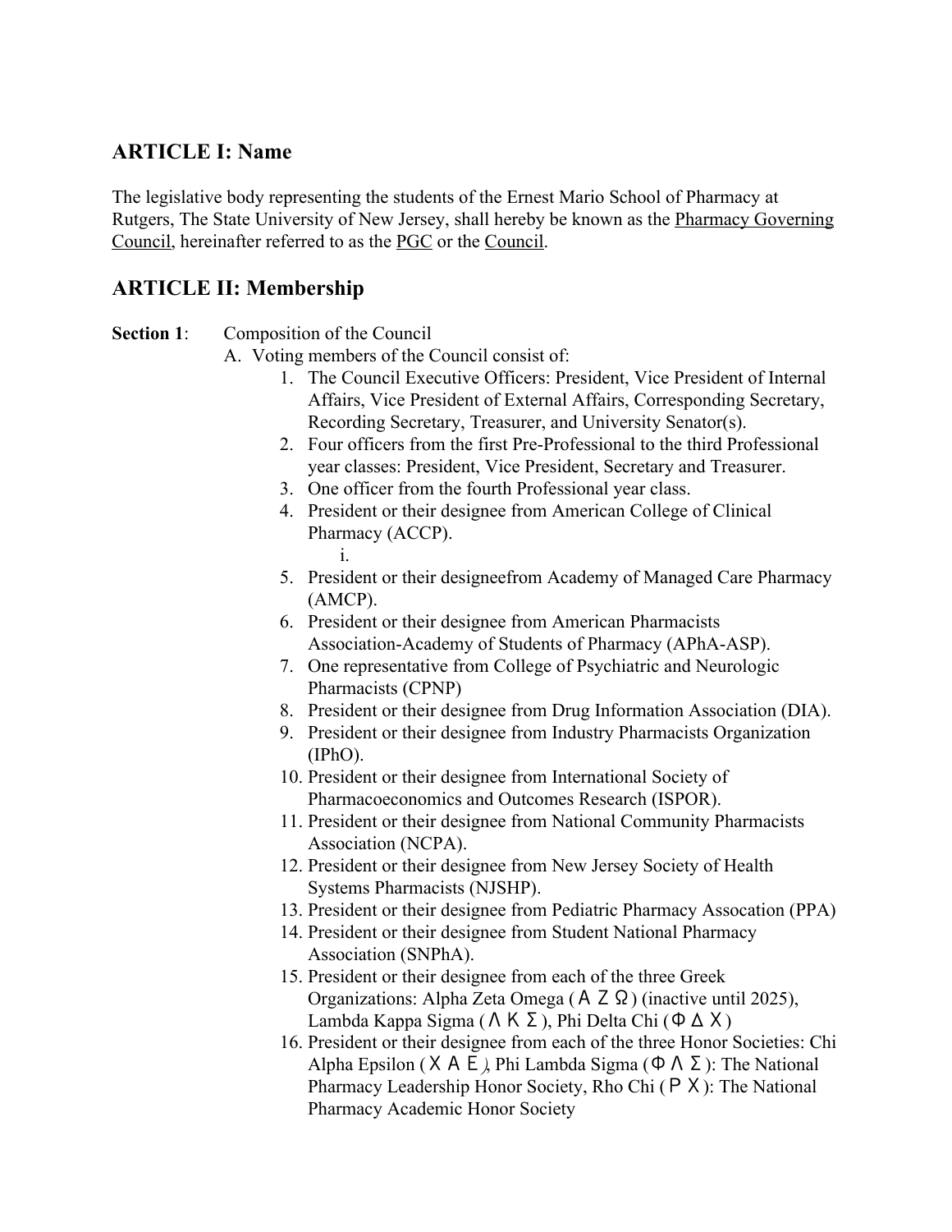## ARTICLE I: Name

The legislative body representing the students of the Ernest Mario School of Pharmacy at Rutgers, The State University of New Jersey, shall hereby be known as the Pharmacy Governing Council, hereinafter referred to as the PGC or the Council.

## ARTICLE II: Membership

**Section 1**: Composition of the Council

A. Voting members of the Council consist of:

1. The Council Executive Officers: President, Vice President of Internal Affairs, Vice President of External Affairs, Corresponding Secretary, Recording Secretary, Treasurer, and University Senator(s).
2. Four officers from the first Pre-Professional to the third Professional year classes: President, Vice President, Secretary and Treasurer.
3. One officer from the fourth Professional year class.
4. President or their designee from American College of Clinical Pharmacy (ACCP).
   i.
5. President or their designeefrom Academy of Managed Care Pharmacy (AMCP).
6. President or their designee from American Pharmacists Association-Academy of Students of Pharmacy (APhA-ASP).
7. One representative from College of Psychiatric and Neurologic Pharmacists (CPNP)
8. President or their designee from Drug Information Association (DIA).
9. President or their designee from Industry Pharmacists Organization (IPhO).
10. President or their designee from International Society of Pharmacoeconomics and Outcomes Research (ISPOR).
11. President or their designee from National Community Pharmacists Association (NCPA).
12. President or their designee from New Jersey Society of Health Systems Pharmacists (NJSHP).
13. President or their designee from Pediatric Pharmacy Assocation (PPA)
14. President or their designee from Student National Pharmacy Association (SNPhA).
15. President or their designee from each of the three Greek Organizations: Alpha Zeta Omega (ΑΖΩ) (inactive until 2025), Lambda Kappa Sigma (ΛΚΣ), Phi Delta Chi (ΦΔΧ)
16. President or their designee from each of the three Honor Societies: Chi Alpha Epsilon (ΧΑΕ), Phi Lambda Sigma (ΦΛΣ): The National Pharmacy Leadership Honor Society, Rho Chi (ΡΧ): The National Pharmacy Academic Honor Society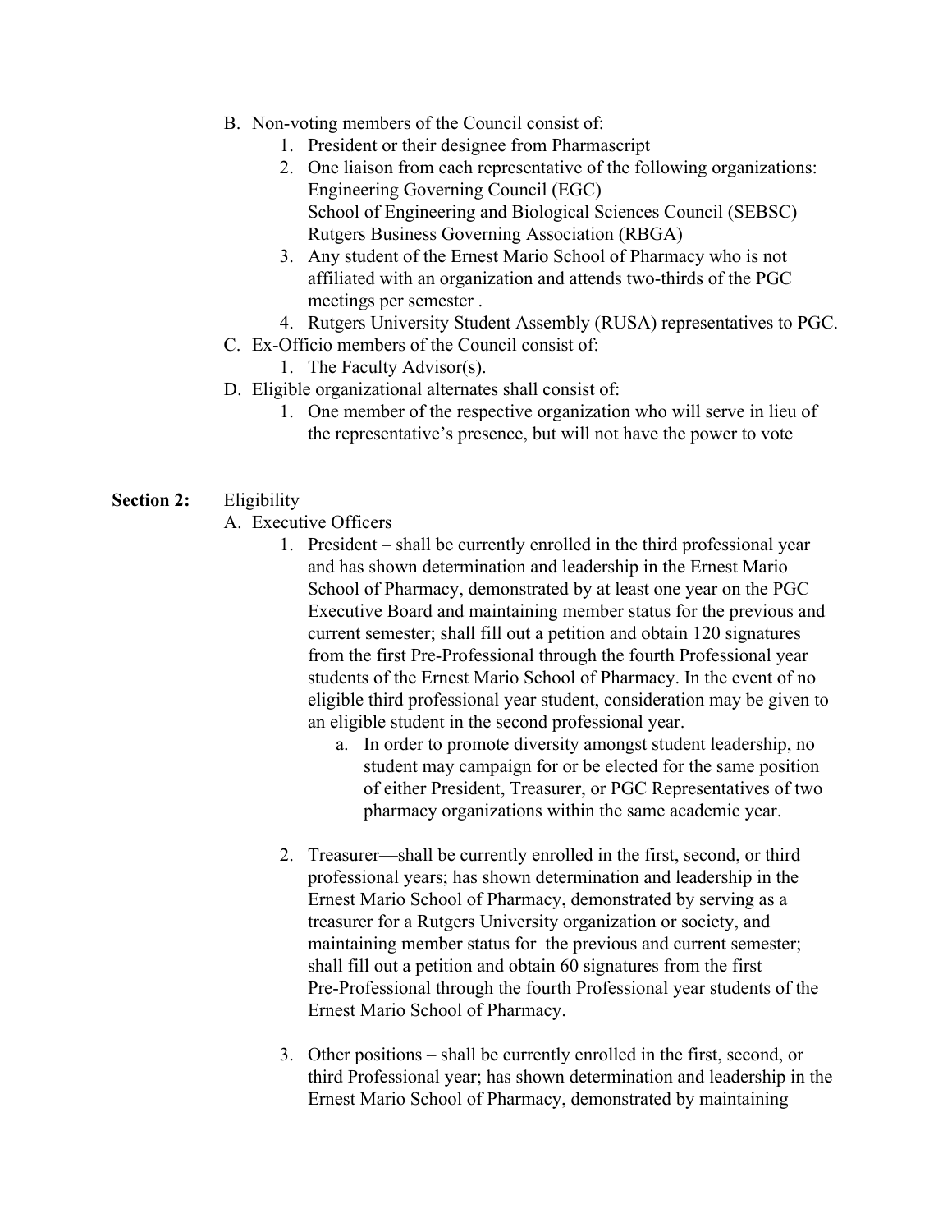B. Non-voting members of the Council consist of:
   1. President or their designee from Pharmascript
   2. One liaison from each representative of the following organizations:
      Engineering Governing Council (EGC)
      School of Engineering and Biological Sciences Council (SEBSC)
      Rutgers Business Governing Association (RBGA)
   3. Any student of the Ernest Mario School of Pharmacy who is not affiliated with an organization and attends two-thirds of the PGC meetings per semester .
   4. Rutgers University Student Assembly (RUSA) representatives to PGC.

C. Ex-Officio members of the Council consist of:
   1. The Faculty Advisor(s).

D. Eligible organizational alternates shall consist of:
   1. One member of the respective organization who will serve in lieu of the representative's presence, but will not have the power to vote

**Section 2:** Eligibility

A. Executive Officers
   1. President – shall be currently enrolled in the third professional year and has shown determination and leadership in the Ernest Mario School of Pharmacy, demonstrated by at least one year on the PGC Executive Board and maintaining member status for the previous and current semester; shall fill out a petition and obtain 120 signatures from the first Pre-Professional through the fourth Professional year students of the Ernest Mario School of Pharmacy. In the event of no eligible third professional year student, consideration may be given to an eligible student in the second professional year.
      a. In order to promote diversity amongst student leadership, no student may campaign for or be elected for the same position of either President, Treasurer, or PGC Representatives of two pharmacy organizations within the same academic year.

   2. Treasurer—shall be currently enrolled in the first, second, or third professional years; has shown determination and leadership in the Ernest Mario School of Pharmacy, demonstrated by serving as a treasurer for a Rutgers University organization or society, and maintaining member status for the previous and current semester; shall fill out a petition and obtain 60 signatures from the first Pre-Professional through the fourth Professional year students of the Ernest Mario School of Pharmacy.

   3. Other positions – shall be currently enrolled in the first, second, or third Professional year; has shown determination and leadership in the Ernest Mario School of Pharmacy, demonstrated by maintaining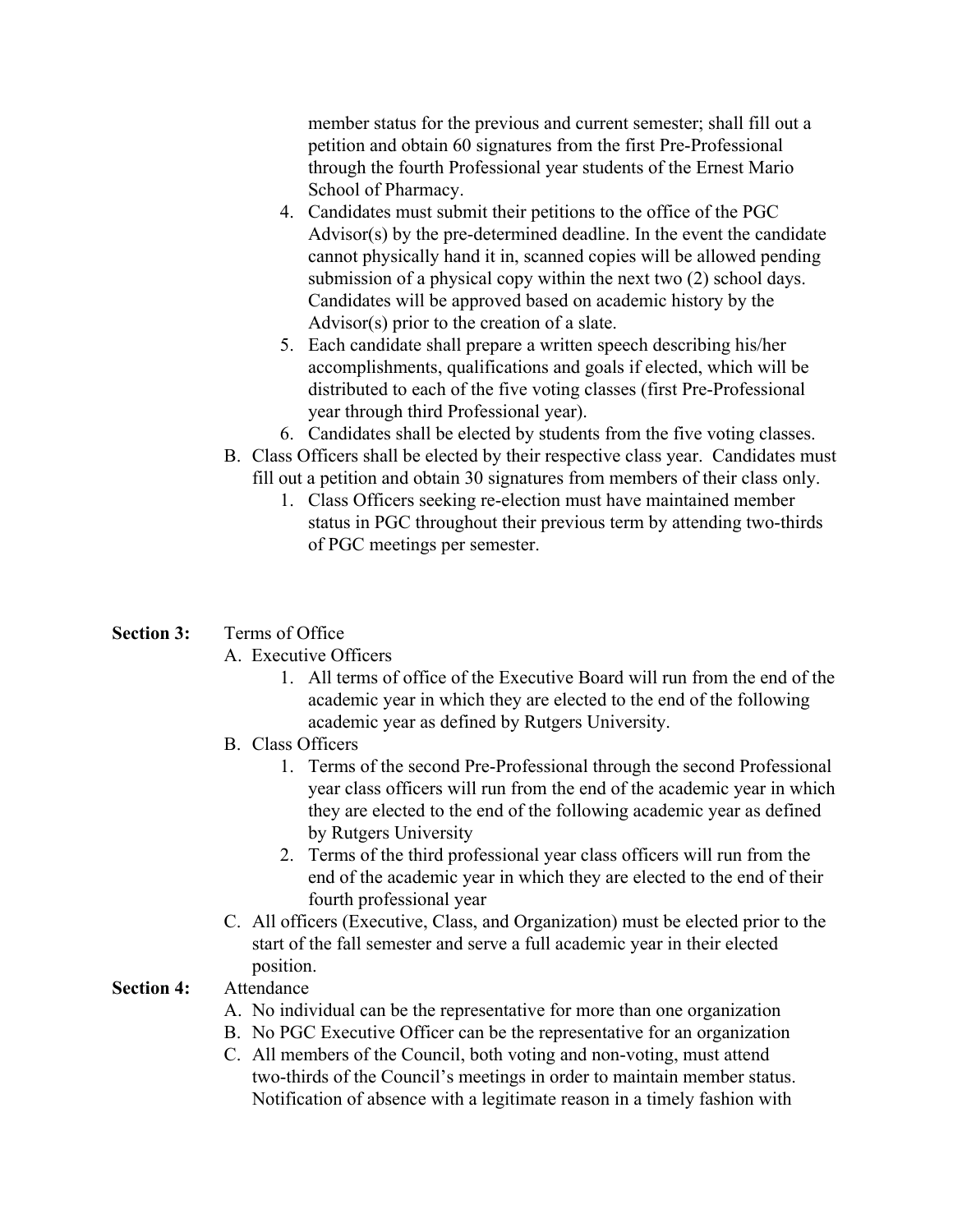member status for the previous and current semester; shall fill out a petition and obtain 60 signatures from the first Pre-Professional through the fourth Professional year students of the Ernest Mario School of Pharmacy.

4. Candidates must submit their petitions to the office of the PGC Advisor(s) by the pre-determined deadline. In the event the candidate cannot physically hand it in, scanned copies will be allowed pending submission of a physical copy within the next two (2) school days. Candidates will be approved based on academic history by the Advisor(s) prior to the creation of a slate.
5. Each candidate shall prepare a written speech describing his/her accomplishments, qualifications and goals if elected, which will be distributed to each of the five voting classes (first Pre-Professional year through third Professional year).
6. Candidates shall be elected by students from the five voting classes.

B. Class Officers shall be elected by their respective class year. Candidates must fill out a petition and obtain 30 signatures from members of their class only.
   1. Class Officers seeking re-election must have maintained member status in PGC throughout their previous term by attending two-thirds of PGC meetings per semester.

**Section 3:** Terms of Office

A. Executive Officers
   1. All terms of office of the Executive Board will run from the end of the academic year in which they are elected to the end of the following academic year as defined by Rutgers University.

B. Class Officers
   1. Terms of the second Pre-Professional through the second Professional year class officers will run from the end of the academic year in which they are elected to the end of the following academic year as defined by Rutgers University
   2. Terms of the third professional year class officers will run from the end of the academic year in which they are elected to the end of their fourth professional year

C. All officers (Executive, Class, and Organization) must be elected prior to the start of the fall semester and serve a full academic year in their elected position.

**Section 4:** Attendance

A. No individual can be the representative for more than one organization
B. No PGC Executive Officer can be the representative for an organization
C. All members of the Council, both voting and non-voting, must attend two-thirds of the Council's meetings in order to maintain member status. Notification of absence with a legitimate reason in a timely fashion with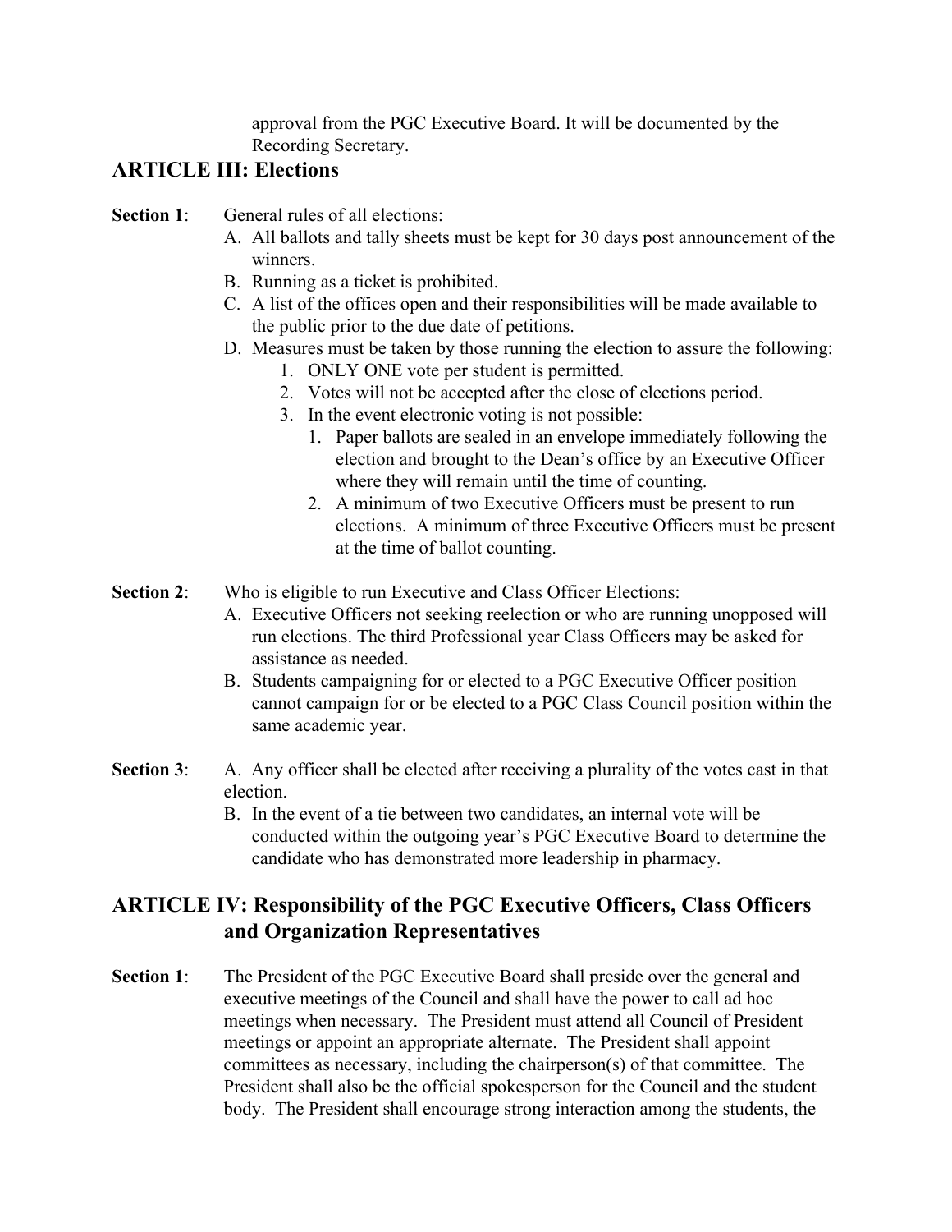approval from the PGC Executive Board. It will be documented by the Recording Secretary.

## ARTICLE III: Elections

**Section 1**: General rules of all elections:

A. All ballots and tally sheets must be kept for 30 days post announcement of the winners.
B. Running as a ticket is prohibited.
C. A list of the offices open and their responsibilities will be made available to the public prior to the due date of petitions.
D. Measures must be taken by those running the election to assure the following:
   1. ONLY ONE vote per student is permitted.
   2. Votes will not be accepted after the close of elections period.
   3. In the event electronic voting is not possible:
      1. Paper ballots are sealed in an envelope immediately following the election and brought to the Dean's office by an Executive Officer where they will remain until the time of counting.
      2. A minimum of two Executive Officers must be present to run elections. A minimum of three Executive Officers must be present at the time of ballot counting.

**Section 2**: Who is eligible to run Executive and Class Officer Elections:

A. Executive Officers not seeking reelection or who are running unopposed will run elections. The third Professional year Class Officers may be asked for assistance as needed.
B. Students campaigning for or elected to a PGC Executive Officer position cannot campaign for or be elected to a PGC Class Council position within the same academic year.

**Section 3**:

A. Any officer shall be elected after receiving a plurality of the votes cast in that election.
B. In the event of a tie between two candidates, an internal vote will be conducted within the outgoing year's PGC Executive Board to determine the candidate who has demonstrated more leadership in pharmacy.

## ARTICLE IV: Responsibility of the PGC Executive Officers, Class Officers and Organization Representatives

**Section 1**: The President of the PGC Executive Board shall preside over the general and executive meetings of the Council and shall have the power to call ad hoc meetings when necessary. The President must attend all Council of President meetings or appoint an appropriate alternate. The President shall appoint committees as necessary, including the chairperson(s) of that committee. The President shall also be the official spokesperson for the Council and the student body. The President shall encourage strong interaction among the students, the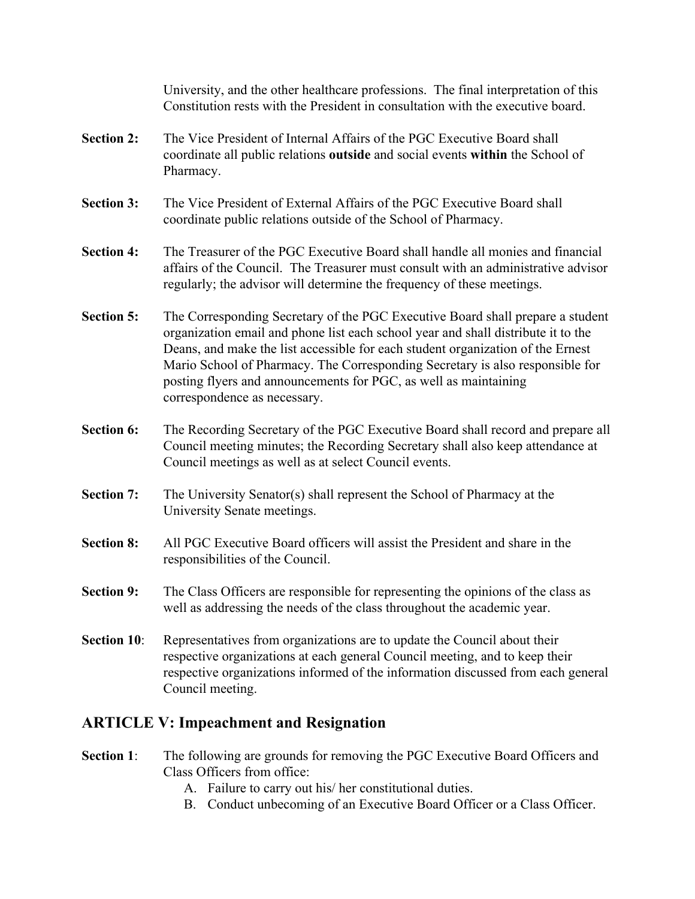University, and the other healthcare professions. The final interpretation of this Constitution rests with the President in consultation with the executive board.

**Section 2:** The Vice President of Internal Affairs of the PGC Executive Board shall coordinate all public relations **outside** and social events **within** the School of Pharmacy.

**Section 3:** The Vice President of External Affairs of the PGC Executive Board shall coordinate public relations outside of the School of Pharmacy.

**Section 4:** The Treasurer of the PGC Executive Board shall handle all monies and financial affairs of the Council. The Treasurer must consult with an administrative advisor regularly; the advisor will determine the frequency of these meetings.

**Section 5:** The Corresponding Secretary of the PGC Executive Board shall prepare a student organization email and phone list each school year and shall distribute it to the Deans, and make the list accessible for each student organization of the Ernest Mario School of Pharmacy. The Corresponding Secretary is also responsible for posting flyers and announcements for PGC, as well as maintaining correspondence as necessary.

**Section 6:** The Recording Secretary of the PGC Executive Board shall record and prepare all Council meeting minutes; the Recording Secretary shall also keep attendance at Council meetings as well as at select Council events.

**Section 7:** The University Senator(s) shall represent the School of Pharmacy at the University Senate meetings.

**Section 8:** All PGC Executive Board officers will assist the President and share in the responsibilities of the Council.

**Section 9:** The Class Officers are responsible for representing the opinions of the class as well as addressing the needs of the class throughout the academic year.

**Section 10**: Representatives from organizations are to update the Council about their respective organizations at each general Council meeting, and to keep their respective organizations informed of the information discussed from each general Council meeting.

## ARTICLE V: Impeachment and Resignation

**Section 1**: The following are grounds for removing the PGC Executive Board Officers and Class Officers from office:

A. Failure to carry out his/ her constitutional duties.
B. Conduct unbecoming of an Executive Board Officer or a Class Officer.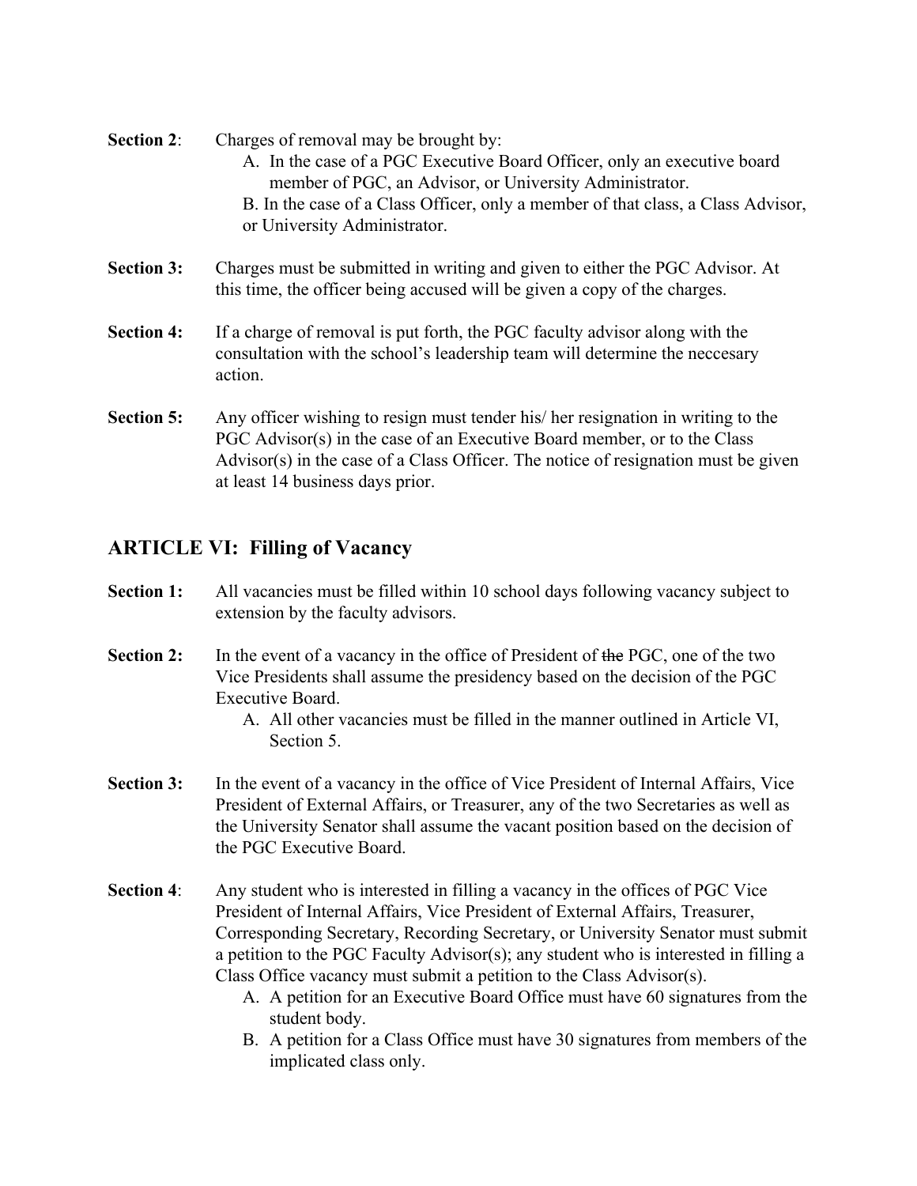**Section 2**: Charges of removal may be brought by:

A. In the case of a PGC Executive Board Officer, only an executive board member of PGC, an Advisor, or University Administrator.

B. In the case of a Class Officer, only a member of that class, a Class Advisor, or University Administrator.

**Section 3:** Charges must be submitted in writing and given to either the PGC Advisor. At this time, the officer being accused will be given a copy of the charges.

**Section 4:** If a charge of removal is put forth, the PGC faculty advisor along with the consultation with the school's leadership team will determine the neccesary action.

**Section 5:** Any officer wishing to resign must tender his/ her resignation in writing to the PGC Advisor(s) in the case of an Executive Board member, or to the Class Advisor(s) in the case of a Class Officer. The notice of resignation must be given at least 14 business days prior.

## ARTICLE VI: Filling of Vacancy

**Section 1:** All vacancies must be filled within 10 school days following vacancy subject to extension by the faculty advisors.

**Section 2:** In the event of a vacancy in the office of President of ~~the~~ PGC, one of the two Vice Presidents shall assume the presidency based on the decision of the PGC Executive Board.

A. All other vacancies must be filled in the manner outlined in Article VI, Section 5.

**Section 3:** In the event of a vacancy in the office of Vice President of Internal Affairs, Vice President of External Affairs, or Treasurer, any of the two Secretaries as well as the University Senator shall assume the vacant position based on the decision of the PGC Executive Board.

**Section 4**: Any student who is interested in filling a vacancy in the offices of PGC Vice President of Internal Affairs, Vice President of External Affairs, Treasurer, Corresponding Secretary, Recording Secretary, or University Senator must submit a petition to the PGC Faculty Advisor(s); any student who is interested in filling a Class Office vacancy must submit a petition to the Class Advisor(s).

A. A petition for an Executive Board Office must have 60 signatures from the student body.

B. A petition for a Class Office must have 30 signatures from members of the implicated class only.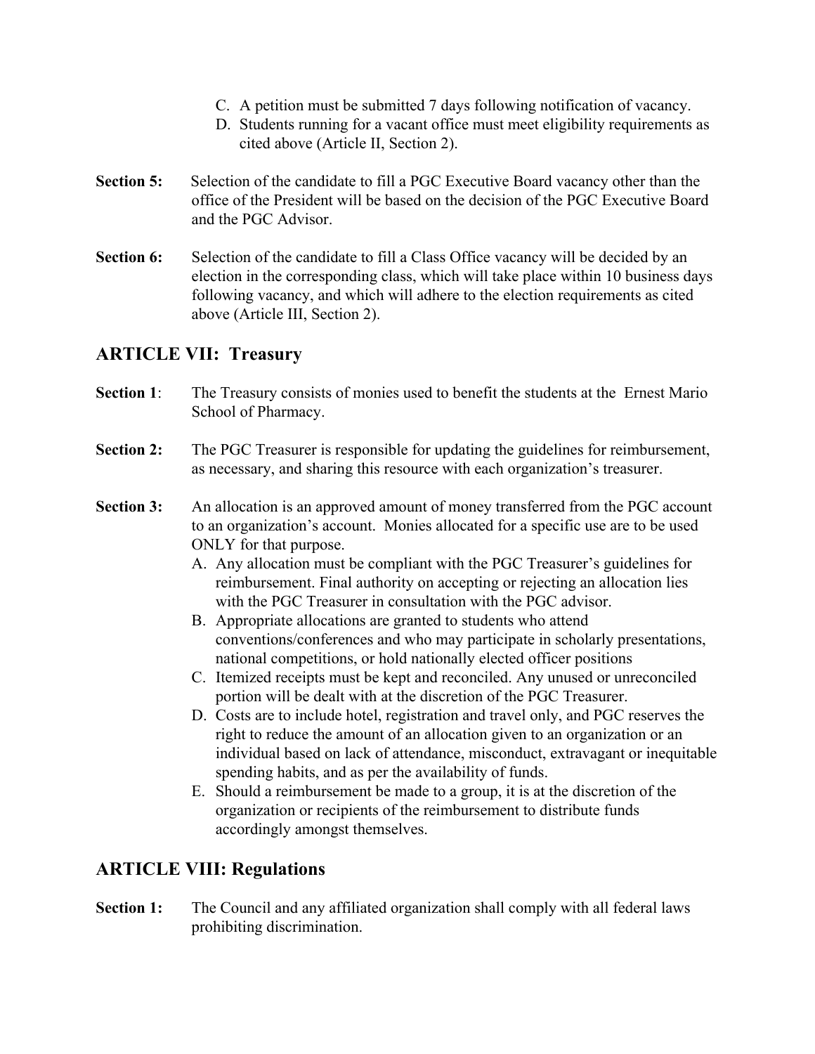C. A petition must be submitted 7 days following notification of vacancy.
D. Students running for a vacant office must meet eligibility requirements as cited above (Article II, Section 2).

**Section 5:** Selection of the candidate to fill a PGC Executive Board vacancy other than the office of the President will be based on the decision of the PGC Executive Board and the PGC Advisor.

**Section 6:** Selection of the candidate to fill a Class Office vacancy will be decided by an election in the corresponding class, which will take place within 10 business days following vacancy, and which will adhere to the election requirements as cited above (Article III, Section 2).

## ARTICLE VII: Treasury

**Section 1**: The Treasury consists of monies used to benefit the students at the Ernest Mario School of Pharmacy.

**Section 2:** The PGC Treasurer is responsible for updating the guidelines for reimbursement, as necessary, and sharing this resource with each organization's treasurer.

**Section 3:** An allocation is an approved amount of money transferred from the PGC account to an organization's account. Monies allocated for a specific use are to be used ONLY for that purpose.

A. Any allocation must be compliant with the PGC Treasurer's guidelines for reimbursement. Final authority on accepting or rejecting an allocation lies with the PGC Treasurer in consultation with the PGC advisor.
B. Appropriate allocations are granted to students who attend conventions/conferences and who may participate in scholarly presentations, national competitions, or hold nationally elected officer positions
C. Itemized receipts must be kept and reconciled. Any unused or unreconciled portion will be dealt with at the discretion of the PGC Treasurer.
D. Costs are to include hotel, registration and travel only, and PGC reserves the right to reduce the amount of an allocation given to an organization or an individual based on lack of attendance, misconduct, extravagant or inequitable spending habits, and as per the availability of funds.
E. Should a reimbursement be made to a group, it is at the discretion of the organization or recipients of the reimbursement to distribute funds accordingly amongst themselves.

## ARTICLE VIII: Regulations

**Section 1:** The Council and any affiliated organization shall comply with all federal laws prohibiting discrimination.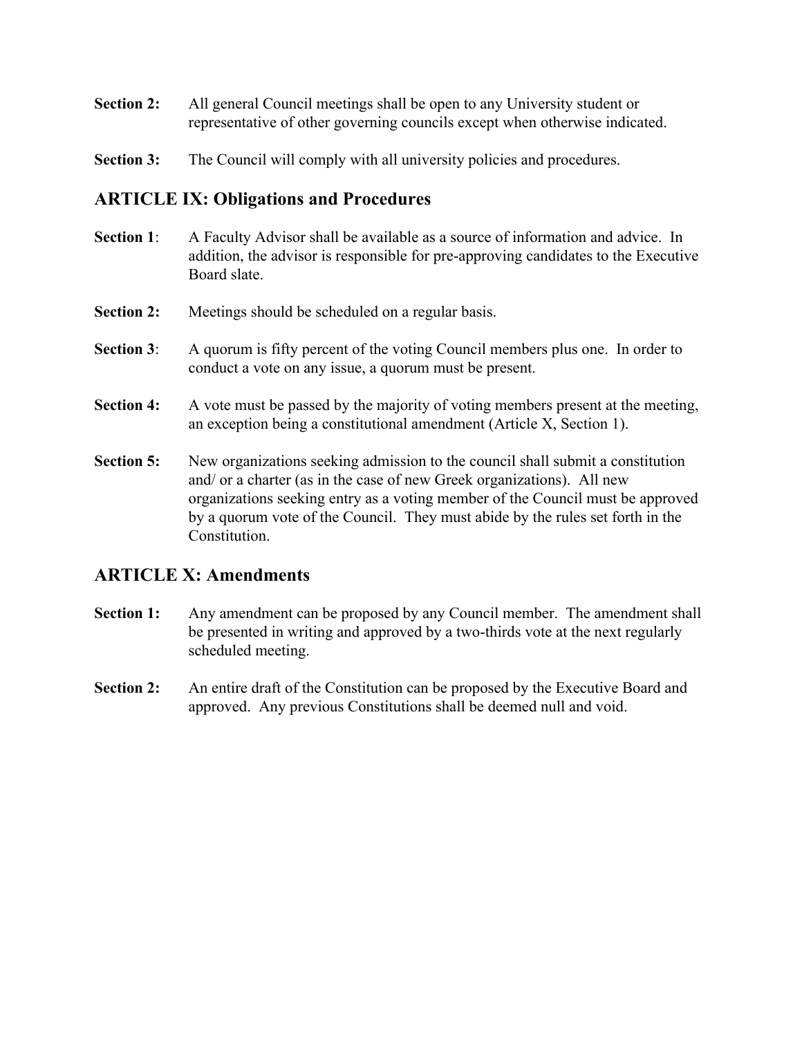**Section 2:** All general Council meetings shall be open to any University student or representative of other governing councils except when otherwise indicated.

**Section 3:** The Council will comply with all university policies and procedures.

## ARTICLE IX: Obligations and Procedures

**Section 1**: A Faculty Advisor shall be available as a source of information and advice. In addition, the advisor is responsible for pre-approving candidates to the Executive Board slate.

**Section 2:** Meetings should be scheduled on a regular basis.

**Section 3**: A quorum is fifty percent of the voting Council members plus one. In order to conduct a vote on any issue, a quorum must be present.

**Section 4:** A vote must be passed by the majority of voting members present at the meeting, an exception being a constitutional amendment (Article X, Section 1).

**Section 5:** New organizations seeking admission to the council shall submit a constitution and/ or a charter (as in the case of new Greek organizations). All new organizations seeking entry as a voting member of the Council must be approved by a quorum vote of the Council. They must abide by the rules set forth in the Constitution.

## ARTICLE X: Amendments

**Section 1:** Any amendment can be proposed by any Council member. The amendment shall be presented in writing and approved by a two-thirds vote at the next regularly scheduled meeting.

**Section 2:** An entire draft of the Constitution can be proposed by the Executive Board and approved. Any previous Constitutions shall be deemed null and void.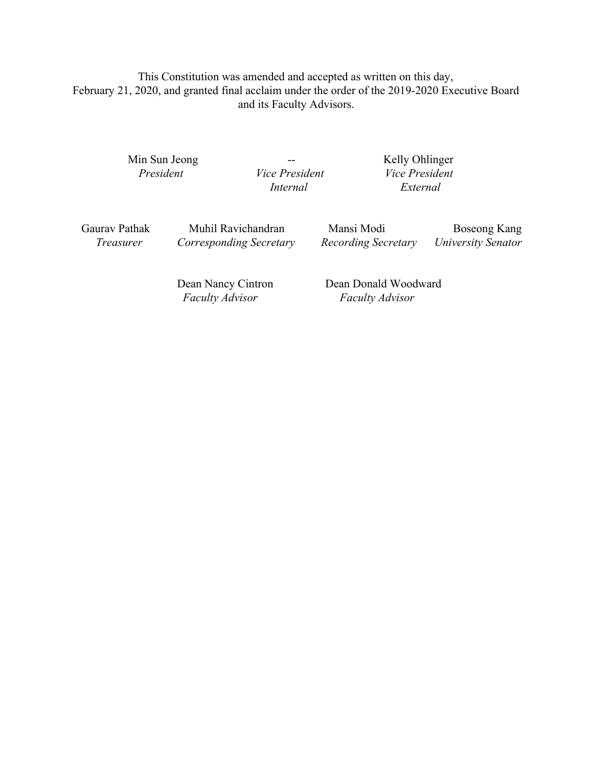This Constitution was amended and accepted as written on this day, February 21, 2020, and granted final acclaim under the order of the 2019-2020 Executive Board and its Faculty Advisors.

Min Sun Jeong
*President*

--
*Vice President Internal*

Kelly Ohlinger
*Vice President External*

Gaurav Pathak
*Treasurer*

Muhil Ravichandran
*Corresponding Secretary*

Mansi Modi
*Recording Secretary*

Boseong Kang
*University Senator*

Dean Nancy Cintron
*Faculty Advisor*

Dean Donald Woodward
*Faculty Advisor*